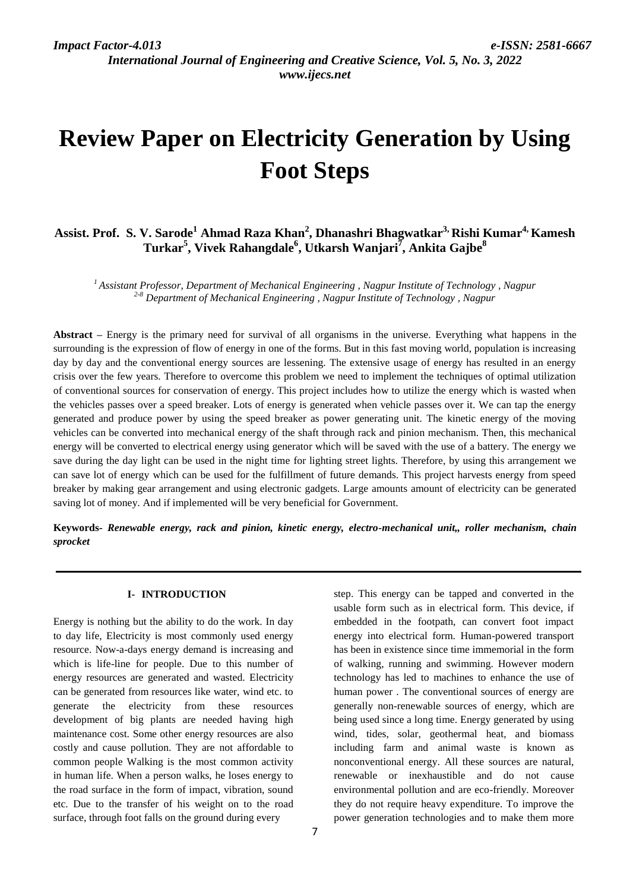# Review Paper on Electricity Generation by Using Foot Steps

**Assist. Prof. S. V. Sarode[1] Ahmad Raza Khan[2], Dhanashri Bhagwatkar[3], Rishi Kumar[4], Kamesh Turkar[5], Vivek Rahangdale[6], Utkarsh Wanjari[7], Ankita Gajbe[8]**

*[1] Assistant Professor, Department of Mechanical Engineering , Nagpur Institute of Technology , Nagpur*
*[2-8] Department of Mechanical Engineering , Nagpur Institute of Technology , Nagpur*

**Abstract –** Energy is the primary need for survival of all organisms in the universe. Everything what happens in the surrounding is the expression of flow of energy in one of the forms. But in this fast moving world, population is increasing day by day and the conventional energy sources are lessening. The extensive usage of energy has resulted in an energy crisis over the few years. Therefore to overcome this problem we need to implement the techniques of optimal utilization of conventional sources for conservation of energy. This project includes how to utilize the energy which is wasted when the vehicles passes over a speed breaker. Lots of energy is generated when vehicle passes over it. We can tap the energy generated and produce power by using the speed breaker as power generating unit. The kinetic energy of the moving vehicles can be converted into mechanical energy of the shaft through rack and pinion mechanism. Then, this mechanical energy will be converted to electrical energy using generator which will be saved with the use of a battery. The energy we save during the day light can be used in the night time for lighting street lights. Therefore, by using this arrangement we can save lot of energy which can be used for the fulfillment of future demands. This project harvests energy from speed breaker by making gear arrangement and using electronic gadgets. Large amounts amount of electricity can be generated saving lot of money. And if implemented will be very beneficial for Government.

**Keywords-** ***Renewable energy, rack and pinion, kinetic energy, electro-mechanical unit,, roller mechanism, chain sprocket***

## I- INTRODUCTION

Energy is nothing but the ability to do the work. In day to day life, Electricity is most commonly used energy resource. Now-a-days energy demand is increasing and which is life-line for people. Due to this number of energy resources are generated and wasted. Electricity can be generated from resources like water, wind etc. to generate the electricity from these resources development of big plants are needed having high maintenance cost. Some other energy resources are also costly and cause pollution. They are not affordable to common people Walking is the most common activity in human life. When a person walks, he loses energy to the road surface in the form of impact, vibration, sound etc. Due to the transfer of his weight on to the road surface, through foot falls on the ground during every step. This energy can be tapped and converted in the usable form such as in electrical form. This device, if embedded in the footpath, can convert foot impact energy into electrical form. Human-powered transport has been in existence since time immemorial in the form of walking, running and swimming. However modern technology has led to machines to enhance the use of human power . The conventional sources of energy are generally non-renewable sources of energy, which are being used since a long time. Energy generated by using wind, tides, solar, geothermal heat, and biomass including farm and animal waste is known as nonconventional energy. All these sources are natural, renewable or inexhaustible and do not cause environmental pollution and are eco-friendly. Moreover they do not require heavy expenditure. To improve the power generation technologies and to make them more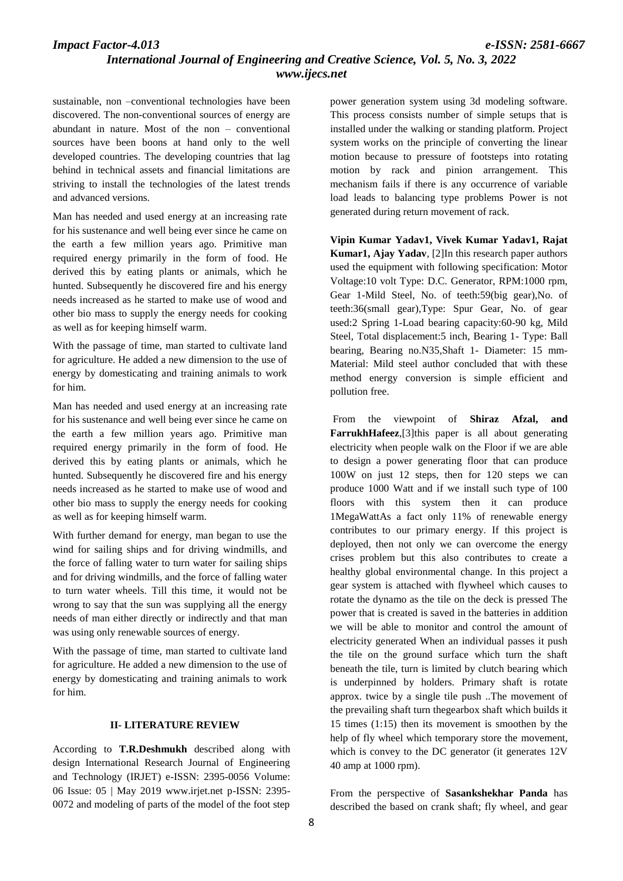sustainable, non –conventional technologies have been discovered. The non-conventional sources of energy are abundant in nature. Most of the non – conventional sources have been boons at hand only to the well developed countries. The developing countries that lag behind in technical assets and financial limitations are striving to install the technologies of the latest trends and advanced versions.

Man has needed and used energy at an increasing rate for his sustenance and well being ever since he came on the earth a few million years ago. Primitive man required energy primarily in the form of food. He derived this by eating plants or animals, which he hunted. Subsequently he discovered fire and his energy needs increased as he started to make use of wood and other bio mass to supply the energy needs for cooking as well as for keeping himself warm.

With the passage of time, man started to cultivate land for agriculture. He added a new dimension to the use of energy by domesticating and training animals to work for him.

Man has needed and used energy at an increasing rate for his sustenance and well being ever since he came on the earth a few million years ago. Primitive man required energy primarily in the form of food. He derived this by eating plants or animals, which he hunted. Subsequently he discovered fire and his energy needs increased as he started to make use of wood and other bio mass to supply the energy needs for cooking as well as for keeping himself warm.

With further demand for energy, man began to use the wind for sailing ships and for driving windmills, and the force of falling water to turn water for sailing ships and for driving windmills, and the force of falling water to turn water wheels. Till this time, it would not be wrong to say that the sun was supplying all the energy needs of man either directly or indirectly and that man was using only renewable sources of energy.

With the passage of time, man started to cultivate land for agriculture. He added a new dimension to the use of energy by domesticating and training animals to work for him.

## II- LITERATURE REVIEW

According to **T.R.Deshmukh** described along with design International Research Journal of Engineering and Technology (IRJET) e-ISSN: 2395-0056 Volume: 06 Issue: 05 | May 2019 www.irjet.net p-ISSN: 2395-0072 and modeling of parts of the model of the foot step power generation system using 3d modeling software. This process consists number of simple setups that is installed under the walking or standing platform. Project system works on the principle of converting the linear motion because to pressure of footsteps into rotating motion by rack and pinion arrangement. This mechanism fails if there is any occurrence of variable load leads to balancing type problems Power is not generated during return movement of rack.

**Vipin Kumar Yadav1, Vivek Kumar Yadav1, Rajat Kumar1, Ajay Yadav**, [2]In this research paper authors used the equipment with following specification: Motor Voltage:10 volt Type: D.C. Generator, RPM:1000 rpm, Gear 1-Mild Steel, No. of teeth:59(big gear),No. of teeth:36(small gear),Type: Spur Gear, No. of gear used:2 Spring 1-Load bearing capacity:60-90 kg, Mild Steel, Total displacement:5 inch, Bearing 1- Type: Ball bearing, Bearing no.N35,Shaft 1- Diameter: 15 mm-Material: Mild steel author concluded that with these method energy conversion is simple efficient and pollution free.

From the viewpoint of **Shiraz Afzal, and FarrukhHafeez**,[3]this paper is all about generating electricity when people walk on the Floor if we are able to design a power generating floor that can produce 100W on just 12 steps, then for 120 steps we can produce 1000 Watt and if we install such type of 100 floors with this system then it can produce 1MegaWattAs a fact only 11% of renewable energy contributes to our primary energy. If this project is deployed, then not only we can overcome the energy crises problem but this also contributes to create a healthy global environmental change. In this project a gear system is attached with flywheel which causes to rotate the dynamo as the tile on the deck is pressed The power that is created is saved in the batteries in addition we will be able to monitor and control the amount of electricity generated When an individual passes it push the tile on the ground surface which turn the shaft beneath the tile, turn is limited by clutch bearing which is underpinned by holders. Primary shaft is rotate approx. twice by a single tile push ..The movement of the prevailing shaft turn thegearbox shaft which builds it 15 times (1:15) then its movement is smoothen by the help of fly wheel which temporary store the movement, which is convey to the DC generator (it generates 12V 40 amp at 1000 rpm).

From the perspective of **Sasankshekhar Panda** has described the based on crank shaft; fly wheel, and gear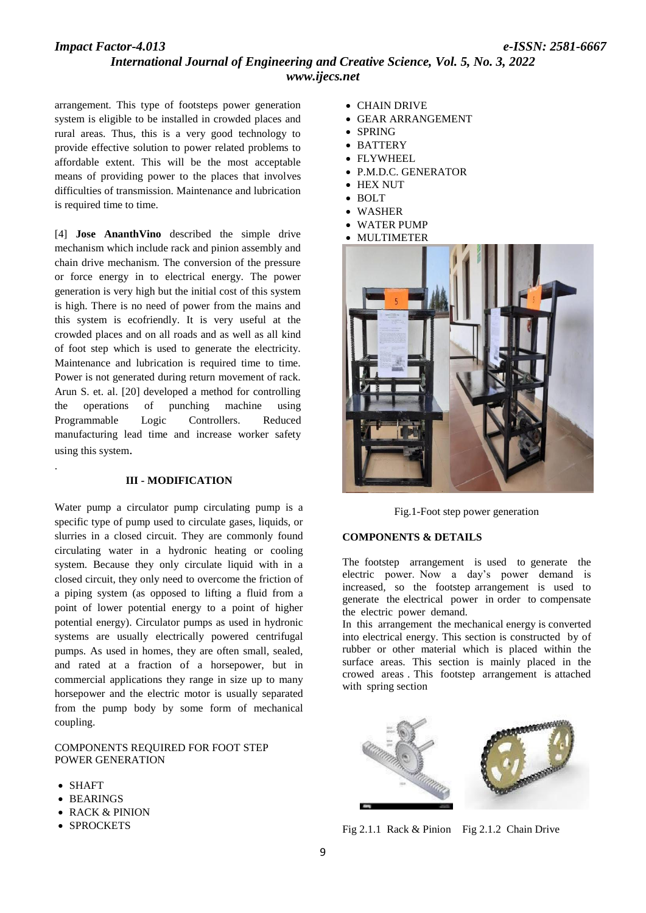arrangement. This type of footsteps power generation system is eligible to be installed in crowded places and rural areas. Thus, this is a very good technology to provide effective solution to power related problems to affordable extent. This will be the most acceptable means of providing power to the places that involves difficulties of transmission. Maintenance and lubrication is required time to time.

[4] **Jose AnanthVino** described the simple drive mechanism which include rack and pinion assembly and chain drive mechanism. The conversion of the pressure or force energy in to electrical energy. The power generation is very high but the initial cost of this system is high. There is no need of power from the mains and this system is ecofriendly. It is very useful at the crowded places and on all roads and as well as all kind of foot step which is used to generate the electricity. Maintenance and lubrication is required time to time. Power is not generated during return movement of rack. Arun S. et. al. [20] developed a method for controlling the operations of punching machine using Programmable Logic Controllers. Reduced manufacturing lead time and increase worker safety using this system.

.

## III - MODIFICATION

Water pump a circulator pump circulating pump is a specific type of pump used to circulate gases, liquids, or slurries in a closed circuit. They are commonly found circulating water in a hydronic heating or cooling system. Because they only circulate liquid with in a closed circuit, they only need to overcome the friction of a piping system (as opposed to lifting a fluid from a point of lower potential energy to a point of higher potential energy). Circulator pumps as used in hydronic systems are usually electrically powered centrifugal pumps. As used in homes, they are often small, sealed, and rated at a fraction of a horsepower, but in commercial applications they range in size up to many horsepower and the electric motor is usually separated from the pump body by some form of mechanical coupling.

COMPONENTS REQUIRED FOR FOOT STEP POWER GENERATION

- SHAFT
- BEARINGS
- RACK & PINION
- SPROCKETS
- CHAIN DRIVE
- GEAR ARRANGEMENT
- SPRING
- BATTERY
- FLYWHEEL
- P.M.D.C. GENERATOR
- HEX NUT
- BOLT
- WASHER
- WATER PUMP
- MULTIMETER

Fig.1-Foot step power generation

### COMPONENTS & DETAILS

The footstep arrangement is used to generate the electric power. Now a day's power demand is increased, so the footstep arrangement is used to generate the electrical power in order to compensate the electric power demand.

In this arrangement the mechanical energy is converted into electrical energy. This section is constructed by of rubber or other material which is placed within the surface areas. This section is mainly placed in the crowed areas . This footstep arrangement is attached with spring section

Fig 2.1.1 Rack & Pinion Fig 2.1.2 Chain Drive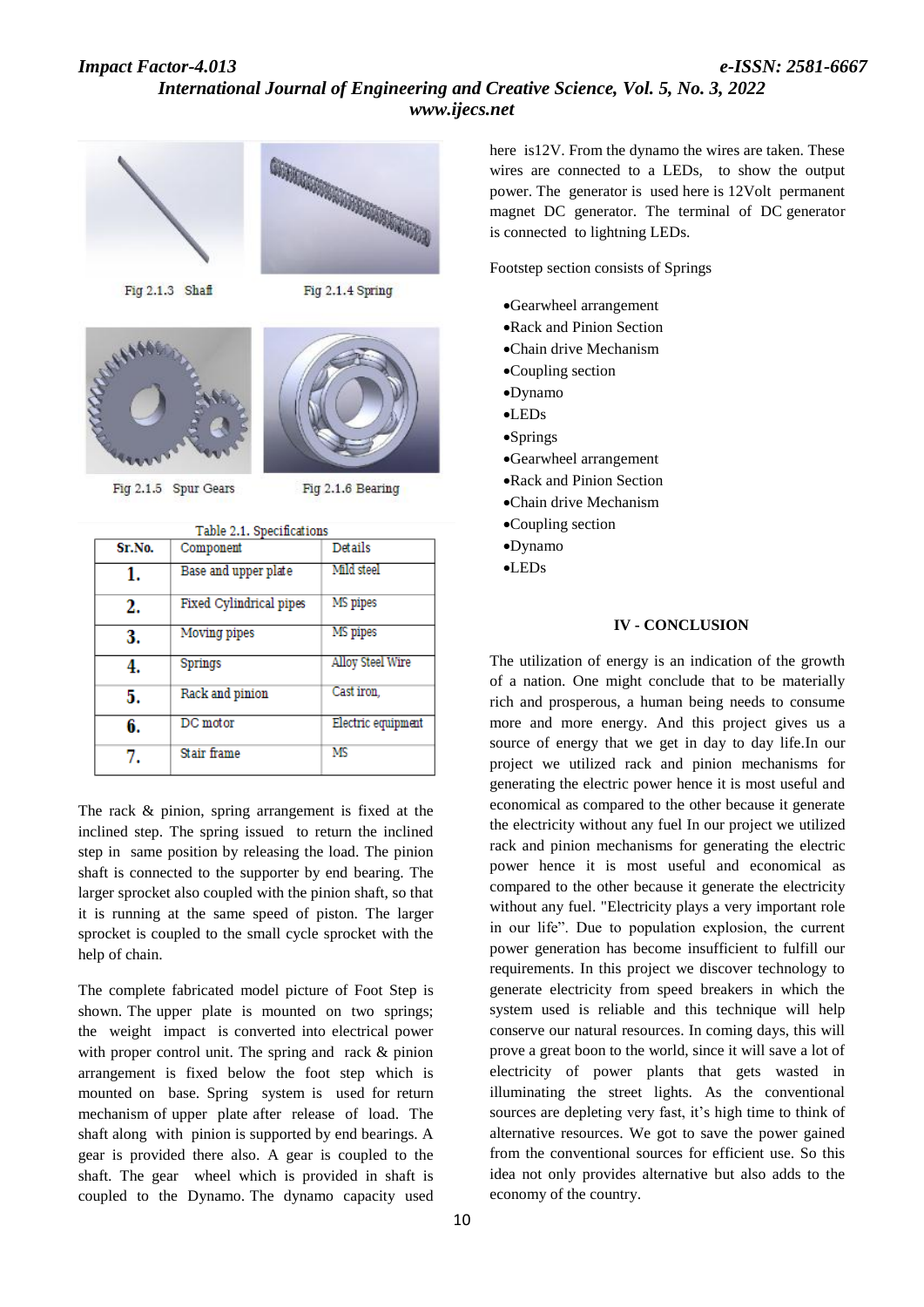Fig 2.1.3 Shaft

Fig 2.1.4 Spring

Fig 2.1.5 Spur Gears

Fig 2.1.6 Bearing

Table 2.1. Specifications

| Sr.No. | Component | Details |
|---|---|---|
| 1. | Base and upper plate | Mild steel |
| 2. | Fixed Cylindrical pipes | MS pipes |
| 3. | Moving pipes | MS pipes |
| 4. | Springs | Alloy Steel Wire |
| 5. | Rack and pinion | Cast iron, |
| 6. | DC motor | Electric equipment |
| 7. | Stair frame | MS |

The rack & pinion, spring arrangement is fixed at the inclined step. The spring issued to return the inclined step in same position by releasing the load. The pinion shaft is connected to the supporter by end bearing. The larger sprocket also coupled with the pinion shaft, so that it is running at the same speed of piston. The larger sprocket is coupled to the small cycle sprocket with the help of chain.

The complete fabricated model picture of Foot Step is shown. The upper plate is mounted on two springs; the weight impact is converted into electrical power with proper control unit. The spring and rack & pinion arrangement is fixed below the foot step which is mounted on base. Spring system is used for return mechanism of upper plate after release of load. The shaft along with pinion is supported by end bearings. A gear is provided there also. A gear is coupled to the shaft. The gear wheel which is provided in shaft is coupled to the Dynamo. The dynamo capacity used here is12V. From the dynamo the wires are taken. These wires are connected to a LEDs, to show the output power. The generator is used here is 12Volt permanent magnet DC generator. The terminal of DC generator is connected to lightning LEDs.

Footstep section consists of Springs

- Gearwheel arrangement
- Rack and Pinion Section
- Chain drive Mechanism
- Coupling section
- Dynamo
- LEDs
- Springs
- Gearwheel arrangement
- Rack and Pinion Section
- Chain drive Mechanism
- Coupling section
- Dynamo
- LEDs

## IV - CONCLUSION

The utilization of energy is an indication of the growth of a nation. One might conclude that to be materially rich and prosperous, a human being needs to consume more and more energy. And this project gives us a source of energy that we get in day to day life.In our project we utilized rack and pinion mechanisms for generating the electric power hence it is most useful and economical as compared to the other because it generate the electricity without any fuel In our project we utilized rack and pinion mechanisms for generating the electric power hence it is most useful and economical as compared to the other because it generate the electricity without any fuel. "Electricity plays a very important role in our life". Due to population explosion, the current power generation has become insufficient to fulfill our requirements. In this project we discover technology to generate electricity from speed breakers in which the system used is reliable and this technique will help conserve our natural resources. In coming days, this will prove a great boon to the world, since it will save a lot of electricity of power plants that gets wasted in illuminating the street lights. As the conventional sources are depleting very fast, it's high time to think of alternative resources. We got to save the power gained from the conventional sources for efficient use. So this idea not only provides alternative but also adds to the economy of the country.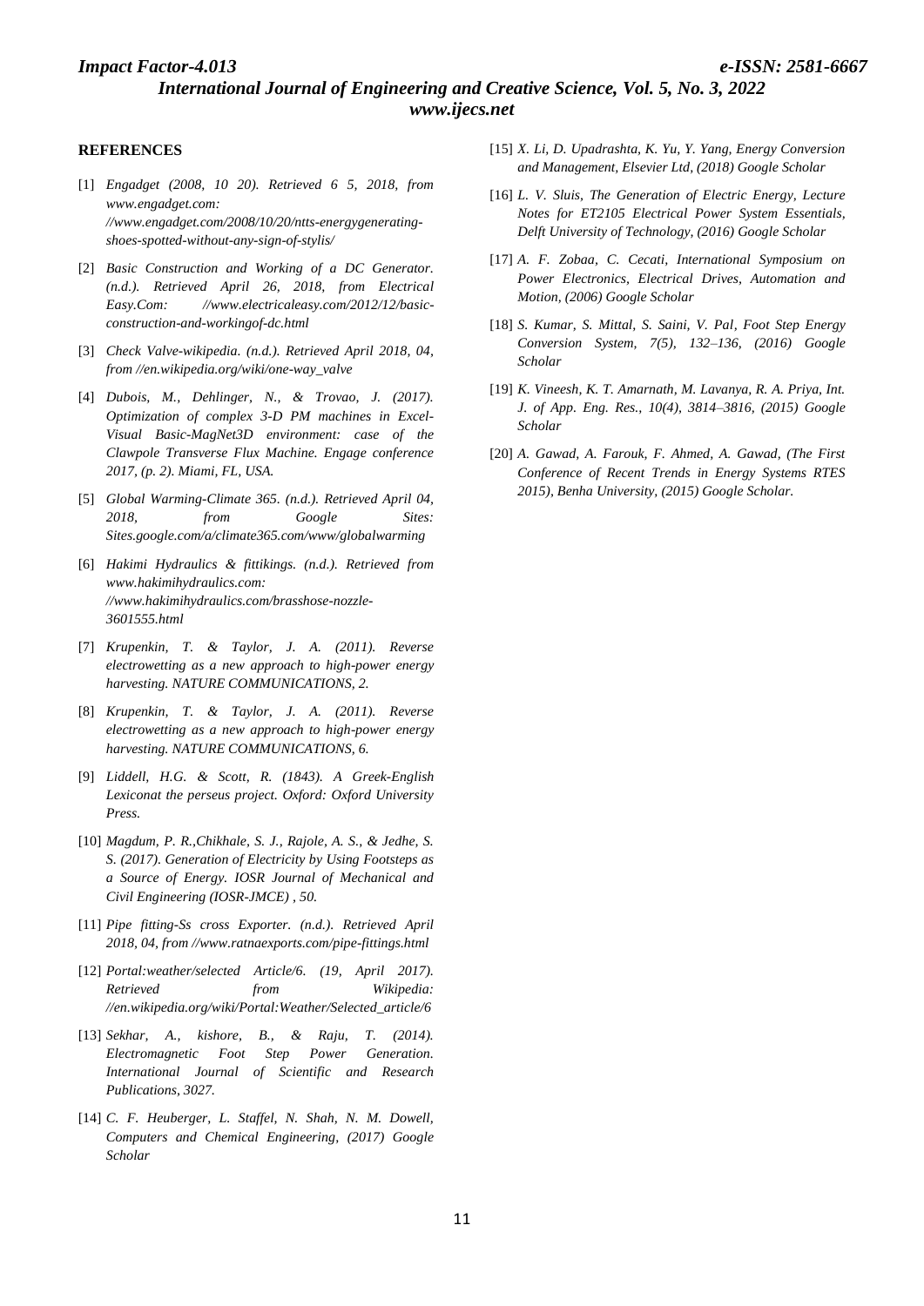**REFERENCES**

[1] *Engadget (2008, 10 20). Retrieved 6 5, 2018, from www.engadget.com: //www.engadget.com/2008/10/20/ntts-energygenerating-shoes-spotted-without-any-sign-of-stylis/*

[2] *Basic Construction and Working of a DC Generator. (n.d.). Retrieved April 26, 2018, from Electrical Easy.Com: //www.electricaleasy.com/2012/12/basic-construction-and-workingof-dc.html*

[3] *Check Valve-wikipedia. (n.d.). Retrieved April 2018, 04, from //en.wikipedia.org/wiki/one-way_valve*

[4] *Dubois, M., Dehlinger, N., & Trovao, J. (2017). Optimization of complex 3-D PM machines in Excel-Visual Basic-MagNet3D environment: case of the Clawpole Transverse Flux Machine. Engage conference 2017, (p. 2). Miami, FL, USA.*

[5] *Global Warming-Climate 365. (n.d.). Retrieved April 04, 2018, from Google Sites: Sites.google.com/a/climate365.com/www/globalwarming*

[6] *Hakimi Hydraulics & fittikings. (n.d.). Retrieved from www.hakimihydraulics.com: //www.hakimihydraulics.com/brasshose-nozzle-3601555.html*

[7] *Krupenkin, T. & Taylor, J. A. (2011). Reverse electrowetting as a new approach to high-power energy harvesting. NATURE COMMUNICATIONS, 2.*

[8] *Krupenkin, T. & Taylor, J. A. (2011). Reverse electrowetting as a new approach to high-power energy harvesting. NATURE COMMUNICATIONS, 6.*

[9] *Liddell, H.G. & Scott, R. (1843). A Greek-English Lexiconat the perseus project. Oxford: Oxford University Press.*

[10] *Magdum, P. R.,Chikhale, S. J., Rajole, A. S., & Jedhe, S. S. (2017). Generation of Electricity by Using Footsteps as a Source of Energy. IOSR Journal of Mechanical and Civil Engineering (IOSR-JMCE) , 50.*

[11] *Pipe fitting-Ss cross Exporter. (n.d.). Retrieved April 2018, 04, from //www.ratnaexports.com/pipe-fittings.html*

[12] *Portal:weather/selected Article/6. (19, April 2017). Retrieved from Wikipedia: //en.wikipedia.org/wiki/Portal:Weather/Selected_article/6*

[13] *Sekhar, A., kishore, B., & Raju, T. (2014). Electromagnetic Foot Step Power Generation. International Journal of Scientific and Research Publications, 3027.*

[14] *C. F. Heuberger, L. Staffel, N. Shah, N. M. Dowell, Computers and Chemical Engineering, (2017) Google Scholar*

[15] *X. Li, D. Upadrashta, K. Yu, Y. Yang, Energy Conversion and Management, Elsevier Ltd, (2018) Google Scholar*

[16] *L. V. Sluis, The Generation of Electric Energy, Lecture Notes for ET2105 Electrical Power System Essentials, Delft University of Technology, (2016) Google Scholar*

[17] *A. F. Zobaa, C. Cecati, International Symposium on Power Electronics, Electrical Drives, Automation and Motion, (2006) Google Scholar*

[18] *S. Kumar, S. Mittal, S. Saini, V. Pal, Foot Step Energy Conversion System, 7(5), 132–136, (2016) Google Scholar*

[19] *K. Vineesh, K. T. Amarnath, M. Lavanya, R. A. Priya, Int. J. of App. Eng. Res., 10(4), 3814–3816, (2015) Google Scholar*

[20] *A. Gawad, A. Farouk, F. Ahmed, A. Gawad, (The First Conference of Recent Trends in Energy Systems RTES 2015), Benha University, (2015) Google Scholar.*